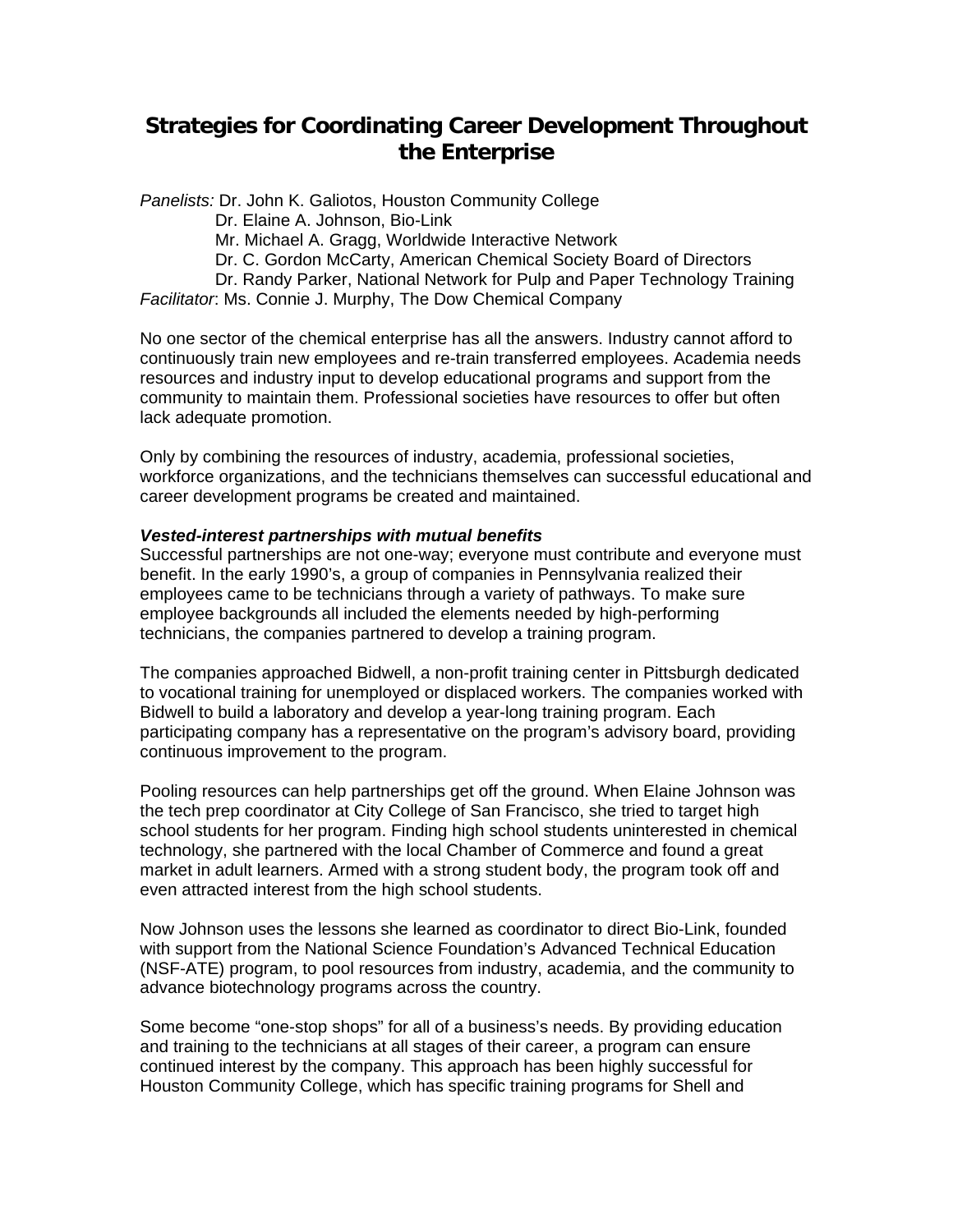# Strategies for Coordinating Career Development Throughout the Enterprise

*Panelists:* Dr. John K. Galiotos, Houston Community College
Dr. Elaine A. Johnson, Bio-Link
Mr. Michael A. Gragg, Worldwide Interactive Network
Dr. C. Gordon McCarty, American Chemical Society Board of Directors
Dr. Randy Parker, National Network for Pulp and Paper Technology Training
*Facilitator*: Ms. Connie J. Murphy, The Dow Chemical Company

No one sector of the chemical enterprise has all the answers. Industry cannot afford to continuously train new employees and re-train transferred employees. Academia needs resources and industry input to develop educational programs and support from the community to maintain them. Professional societies have resources to offer but often lack adequate promotion.

Only by combining the resources of industry, academia, professional societies, workforce organizations, and the technicians themselves can successful educational and career development programs be created and maintained.

***Vested-interest partnerships with mutual benefits***

Successful partnerships are not one-way; everyone must contribute and everyone must benefit. In the early 1990's, a group of companies in Pennsylvania realized their employees came to be technicians through a variety of pathways. To make sure employee backgrounds all included the elements needed by high-performing technicians, the companies partnered to develop a training program.

The companies approached Bidwell, a non-profit training center in Pittsburgh dedicated to vocational training for unemployed or displaced workers. The companies worked with Bidwell to build a laboratory and develop a year-long training program. Each participating company has a representative on the program's advisory board, providing continuous improvement to the program.

Pooling resources can help partnerships get off the ground. When Elaine Johnson was the tech prep coordinator at City College of San Francisco, she tried to target high school students for her program. Finding high school students uninterested in chemical technology, she partnered with the local Chamber of Commerce and found a great market in adult learners. Armed with a strong student body, the program took off and even attracted interest from the high school students.

Now Johnson uses the lessons she learned as coordinator to direct Bio-Link, founded with support from the National Science Foundation's Advanced Technical Education (NSF-ATE) program, to pool resources from industry, academia, and the community to advance biotechnology programs across the country.

Some become "one-stop shops" for all of a business's needs. By providing education and training to the technicians at all stages of their career, a program can ensure continued interest by the company. This approach has been highly successful for Houston Community College, which has specific training programs for Shell and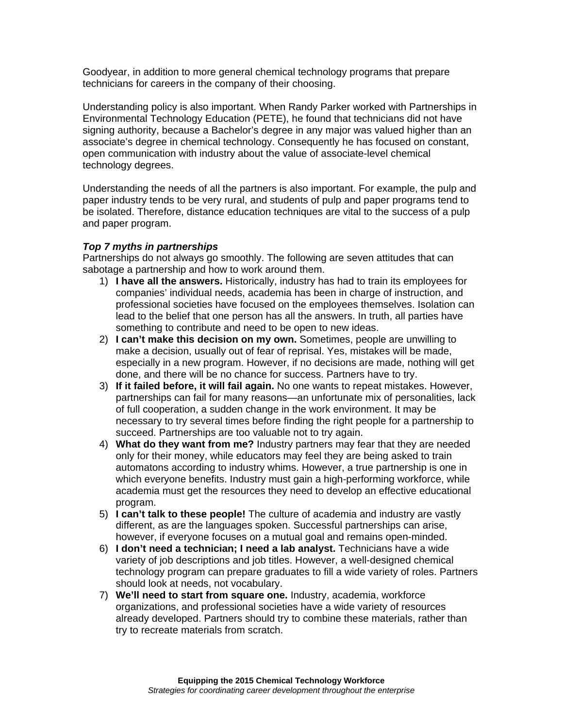Goodyear, in addition to more general chemical technology programs that prepare technicians for careers in the company of their choosing.

Understanding policy is also important. When Randy Parker worked with Partnerships in Environmental Technology Education (PETE), he found that technicians did not have signing authority, because a Bachelor's degree in any major was valued higher than an associate's degree in chemical technology. Consequently he has focused on constant, open communication with industry about the value of associate-level chemical technology degrees.

Understanding the needs of all the partners is also important. For example, the pulp and paper industry tends to be very rural, and students of pulp and paper programs tend to be isolated. Therefore, distance education techniques are vital to the success of a pulp and paper program.

***Top 7 myths in partnerships***

Partnerships do not always go smoothly. The following are seven attitudes that can sabotage a partnership and how to work around them.

1) **I have all the answers.** Historically, industry has had to train its employees for companies' individual needs, academia has been in charge of instruction, and professional societies have focused on the employees themselves. Isolation can lead to the belief that one person has all the answers. In truth, all parties have something to contribute and need to be open to new ideas.
2) **I can't make this decision on my own.** Sometimes, people are unwilling to make a decision, usually out of fear of reprisal. Yes, mistakes will be made, especially in a new program. However, if no decisions are made, nothing will get done, and there will be no chance for success. Partners have to try.
3) **If it failed before, it will fail again.** No one wants to repeat mistakes. However, partnerships can fail for many reasons—an unfortunate mix of personalities, lack of full cooperation, a sudden change in the work environment. It may be necessary to try several times before finding the right people for a partnership to succeed. Partnerships are too valuable not to try again.
4) **What do they want from me?** Industry partners may fear that they are needed only for their money, while educators may feel they are being asked to train automatons according to industry whims. However, a true partnership is one in which everyone benefits. Industry must gain a high-performing workforce, while academia must get the resources they need to develop an effective educational program.
5) **I can't talk to these people!** The culture of academia and industry are vastly different, as are the languages spoken. Successful partnerships can arise, however, if everyone focuses on a mutual goal and remains open-minded.
6) **I don't need a technician; I need a lab analyst.** Technicians have a wide variety of job descriptions and job titles. However, a well-designed chemical technology program can prepare graduates to fill a wide variety of roles. Partners should look at needs, not vocabulary.
7) **We'll need to start from square one.** Industry, academia, workforce organizations, and professional societies have a wide variety of resources already developed. Partners should try to combine these materials, rather than try to recreate materials from scratch.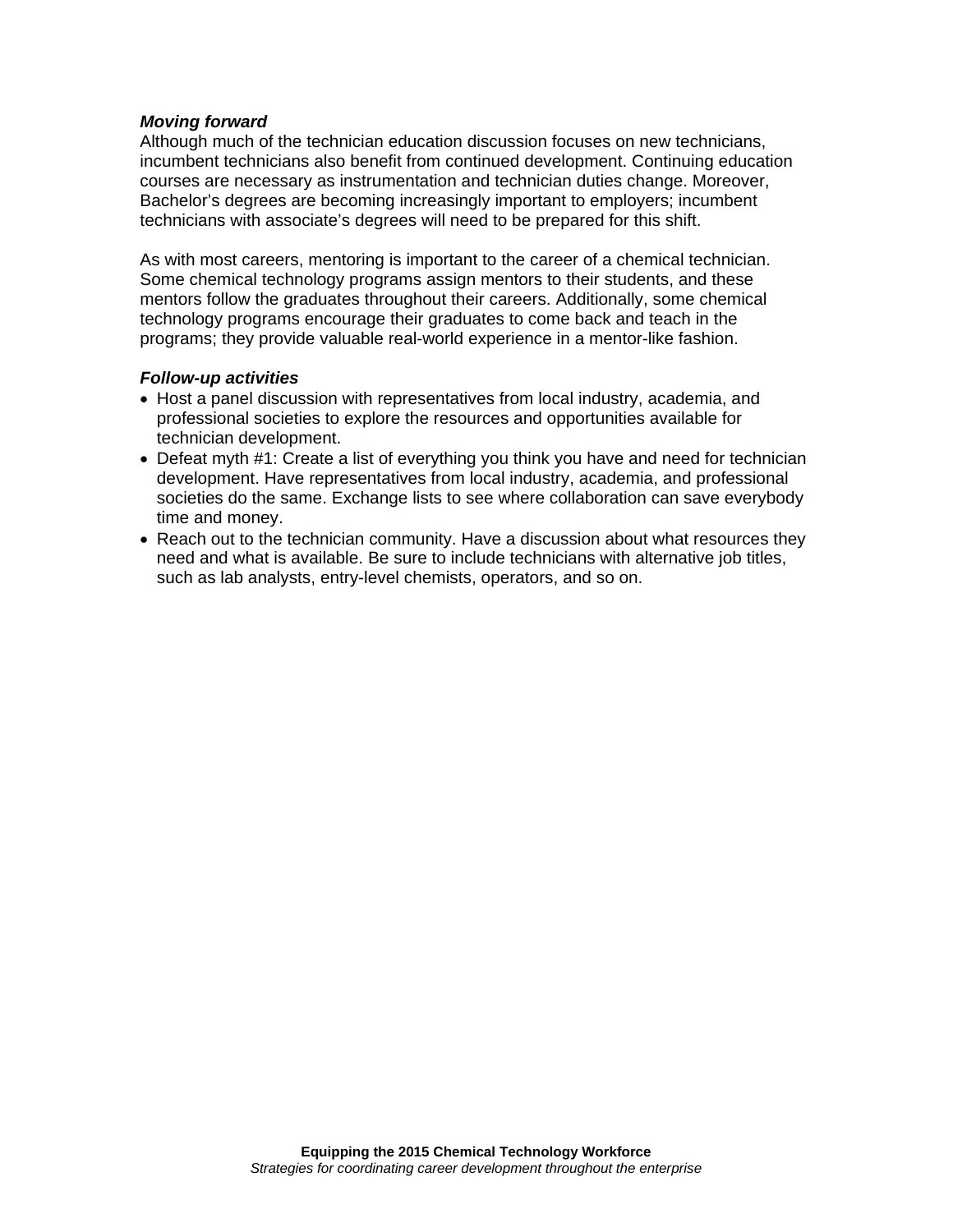***Moving forward***

Although much of the technician education discussion focuses on new technicians, incumbent technicians also benefit from continued development. Continuing education courses are necessary as instrumentation and technician duties change. Moreover, Bachelor's degrees are becoming increasingly important to employers; incumbent technicians with associate's degrees will need to be prepared for this shift.

As with most careers, mentoring is important to the career of a chemical technician. Some chemical technology programs assign mentors to their students, and these mentors follow the graduates throughout their careers. Additionally, some chemical technology programs encourage their graduates to come back and teach in the programs; they provide valuable real-world experience in a mentor-like fashion.

***Follow-up activities***

- Host a panel discussion with representatives from local industry, academia, and professional societies to explore the resources and opportunities available for technician development.
- Defeat myth #1: Create a list of everything you think you have and need for technician development. Have representatives from local industry, academia, and professional societies do the same. Exchange lists to see where collaboration can save everybody time and money.
- Reach out to the technician community. Have a discussion about what resources they need and what is available. Be sure to include technicians with alternative job titles, such as lab analysts, entry-level chemists, operators, and so on.